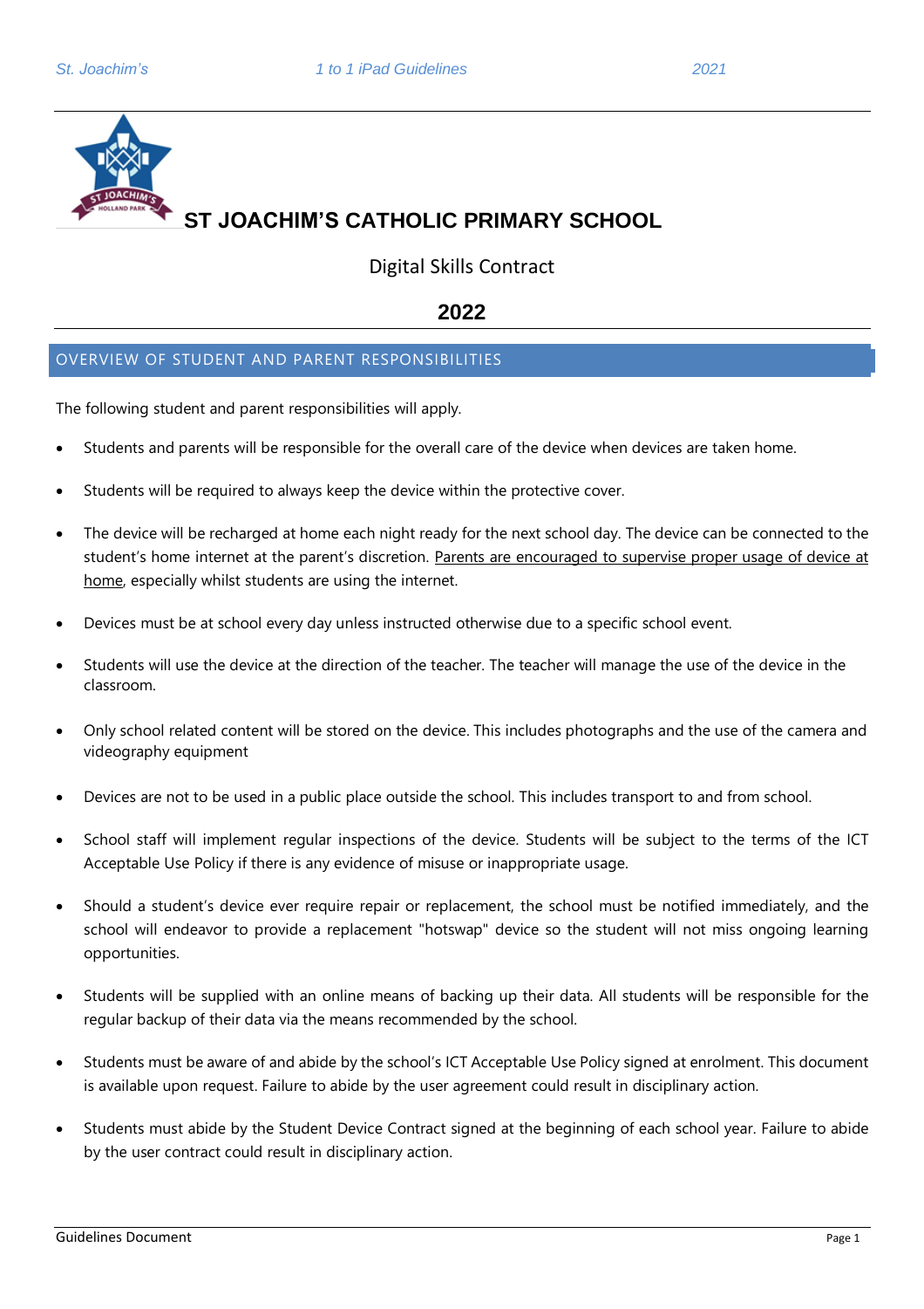# ST JOACHIM'S CATHOLIC PRIMARY SCHOOL

Digital Skills Contract

**2022**

## OVERVIEW OF STUDENT AND PARENT RESPONSIBILITIES

The following student and parent responsibilities will apply.

- Students and parents will be responsible for the overall care of the device when devices are taken home.
- Students will be required to always keep the device within the protective cover.
- The device will be recharged at home each night ready for the next school day. The device can be connected to the student's home internet at the parent's discretion. <u>Parents are encouraged to supervise proper usage of device at home</u>, especially whilst students are using the internet.
- Devices must be at school every day unless instructed otherwise due to a specific school event.
- Students will use the device at the direction of the teacher. The teacher will manage the use of the device in the classroom.
- Only school related content will be stored on the device. This includes photographs and the use of the camera and videography equipment
- Devices are not to be used in a public place outside the school. This includes transport to and from school.
- School staff will implement regular inspections of the device. Students will be subject to the terms of the ICT Acceptable Use Policy if there is any evidence of misuse or inappropriate usage.
- Should a student's device ever require repair or replacement, the school must be notified immediately, and the school will endeavor to provide a replacement "hotswap" device so the student will not miss ongoing learning opportunities.
- Students will be supplied with an online means of backing up their data. All students will be responsible for the regular backup of their data via the means recommended by the school.
- Students must be aware of and abide by the school's ICT Acceptable Use Policy signed at enrolment. This document is available upon request. Failure to abide by the user agreement could result in disciplinary action.
- Students must abide by the Student Device Contract signed at the beginning of each school year. Failure to abide by the user contract could result in disciplinary action.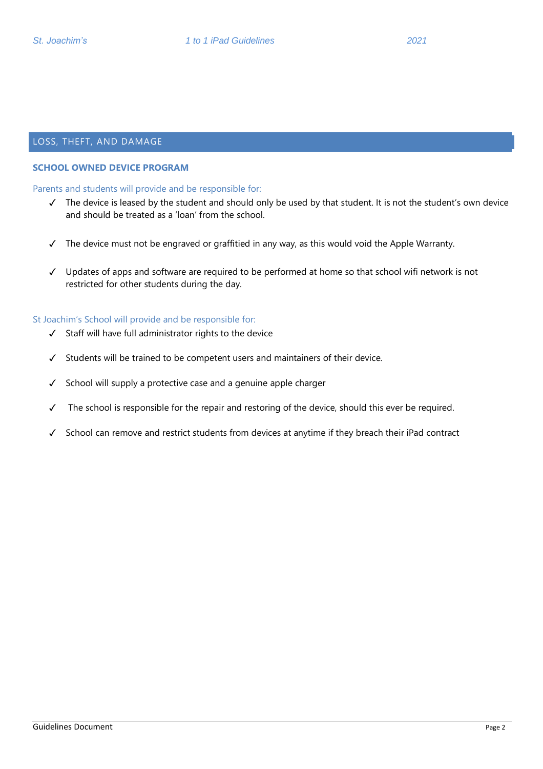## LOSS, THEFT, AND DAMAGE

### SCHOOL OWNED DEVICE PROGRAM

Parents and students will provide and be responsible for:

- ✓ The device is leased by the student and should only be used by that student. It is not the student's own device and should be treated as a 'loan' from the school.
- ✓ The device must not be engraved or graffitied in any way, as this would void the Apple Warranty.
- ✓ Updates of apps and software are required to be performed at home so that school wifi network is not restricted for other students during the day.

St Joachim's School will provide and be responsible for:

- ✓ Staff will have full administrator rights to the device
- ✓ Students will be trained to be competent users and maintainers of their device.
- ✓ School will supply a protective case and a genuine apple charger
- ✓ The school is responsible for the repair and restoring of the device, should this ever be required.
- ✓ School can remove and restrict students from devices at anytime if they breach their iPad contract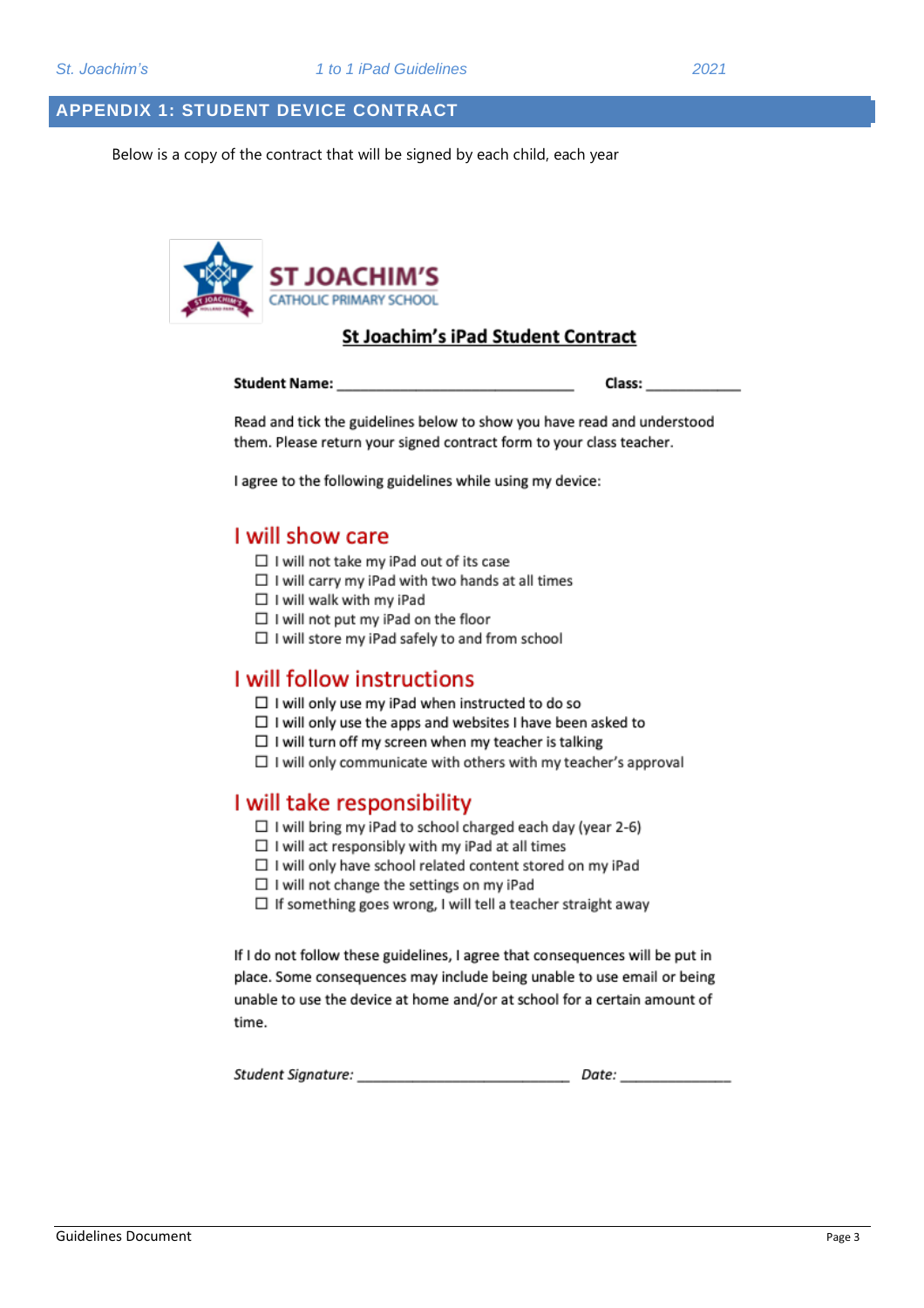## APPENDIX 1: STUDENT DEVICE CONTRACT

Below is a copy of the contract that will be signed by each child, each year

**ST JOACHIM'S**
CATHOLIC PRIMARY SCHOOL

### St Joachim's iPad Student Contract

**Student Name:** ______________________________ **Class:** ____________

Read and tick the guidelines below to show you have read and understood them. Please return your signed contract form to your class teacher.

I agree to the following guidelines while using my device:

#### I will show care

- ☐ I will not take my iPad out of its case
- ☐ I will carry my iPad with two hands at all times
- ☐ I will walk with my iPad
- ☐ I will not put my iPad on the floor
- ☐ I will store my iPad safely to and from school

#### I will follow instructions

- ☐ I will only use my iPad when instructed to do so
- ☐ I will only use the apps and websites I have been asked to
- ☐ I will turn off my screen when my teacher is talking
- ☐ I will only communicate with others with my teacher's approval

#### I will take responsibility

- ☐ I will bring my iPad to school charged each day (year 2-6)
- ☐ I will act responsibly with my iPad at all times
- ☐ I will only have school related content stored on my iPad
- ☐ I will not change the settings on my iPad
- ☐ If something goes wrong, I will tell a teacher straight away

If I do not follow these guidelines, I agree that consequences will be put in place. Some consequences may include being unable to use email or being unable to use the device at home and/or at school for a certain amount of time.

***Student Signature:*** ___________________________ ***Date:*** ______________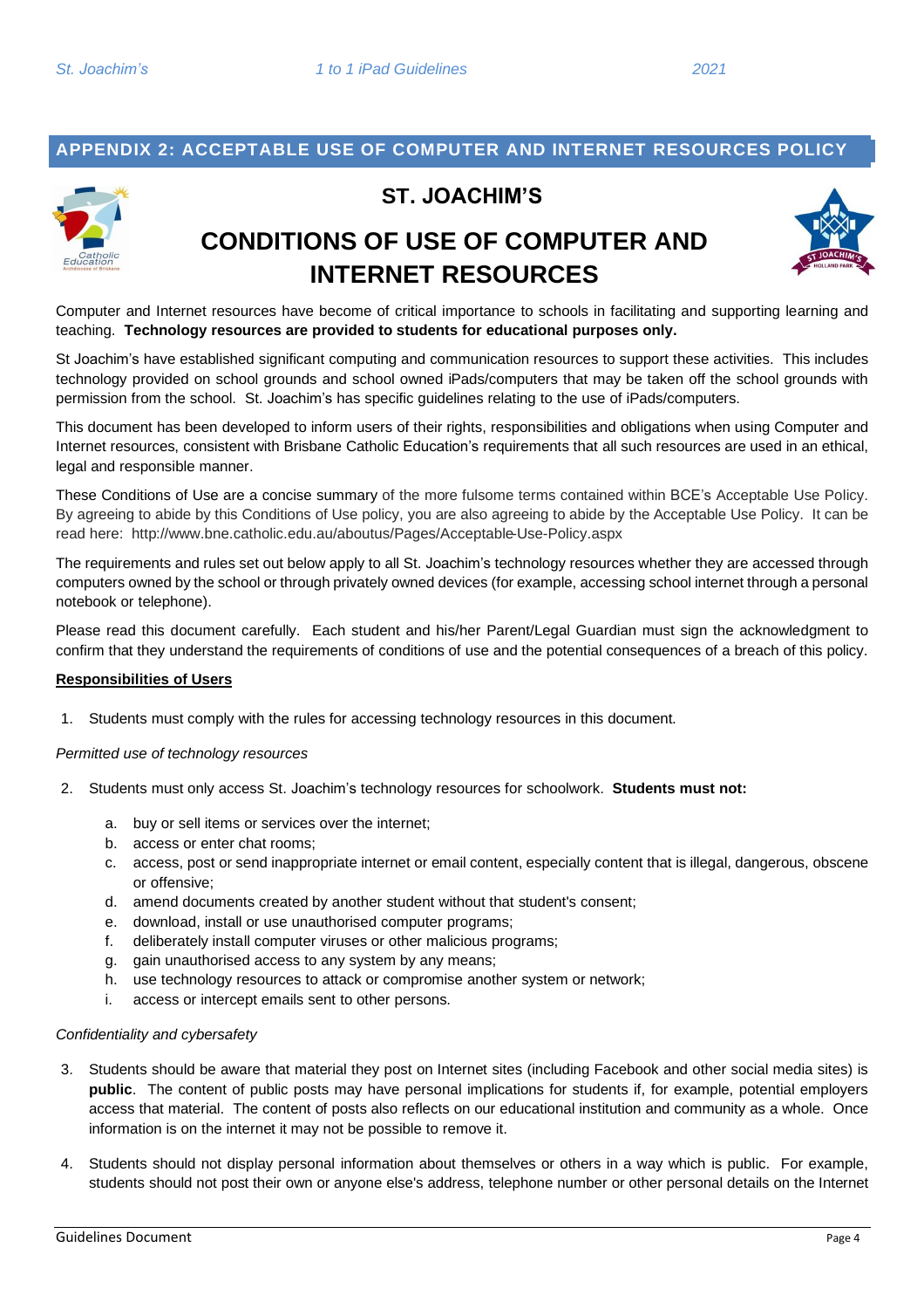## APPENDIX 2: ACCEPTABLE USE OF COMPUTER AND INTERNET RESOURCES POLICY

# ST. JOACHIM'S

# CONDITIONS OF USE OF COMPUTER AND INTERNET RESOURCES

Computer and Internet resources have become of critical importance to schools in facilitating and supporting learning and teaching. **Technology resources are provided to students for educational purposes only.**

St Joachim's have established significant computing and communication resources to support these activities. This includes technology provided on school grounds and school owned iPads/computers that may be taken off the school grounds with permission from the school. St. Joachim's has specific guidelines relating to the use of iPads/computers.

This document has been developed to inform users of their rights, responsibilities and obligations when using Computer and Internet resources, consistent with Brisbane Catholic Education's requirements that all such resources are used in an ethical, legal and responsible manner.

These Conditions of Use are a concise summary of the more fulsome terms contained within BCE's Acceptable Use Policy. By agreeing to abide by this Conditions of Use policy, you are also agreeing to abide by the Acceptable Use Policy. It can be read here: http://www.bne.catholic.edu.au/aboutus/Pages/Acceptable-Use-Policy.aspx

The requirements and rules set out below apply to all St. Joachim's technology resources whether they are accessed through computers owned by the school or through privately owned devices (for example, accessing school internet through a personal notebook or telephone).

Please read this document carefully. Each student and his/her Parent/Legal Guardian must sign the acknowledgment to confirm that they understand the requirements of conditions of use and the potential consequences of a breach of this policy.

**<u>Responsibilities of Users</u>**

1. Students must comply with the rules for accessing technology resources in this document.

*Permitted use of technology resources*

2. Students must only access St. Joachim's technology resources for schoolwork. **Students must not:**

   a. buy or sell items or services over the internet;
   b. access or enter chat rooms;
   c. access, post or send inappropriate internet or email content, especially content that is illegal, dangerous, obscene or offensive;
   d. amend documents created by another student without that student's consent;
   e. download, install or use unauthorised computer programs;
   f. deliberately install computer viruses or other malicious programs;
   g. gain unauthorised access to any system by any means;
   h. use technology resources to attack or compromise another system or network;
   i. access or intercept emails sent to other persons.

*Confidentiality and cybersafety*

3. Students should be aware that material they post on Internet sites (including Facebook and other social media sites) is **public**. The content of public posts may have personal implications for students if, for example, potential employers access that material. The content of posts also reflects on our educational institution and community as a whole. Once information is on the internet it may not be possible to remove it.

4. Students should not display personal information about themselves or others in a way which is public. For example, students should not post their own or anyone else's address, telephone number or other personal details on the Internet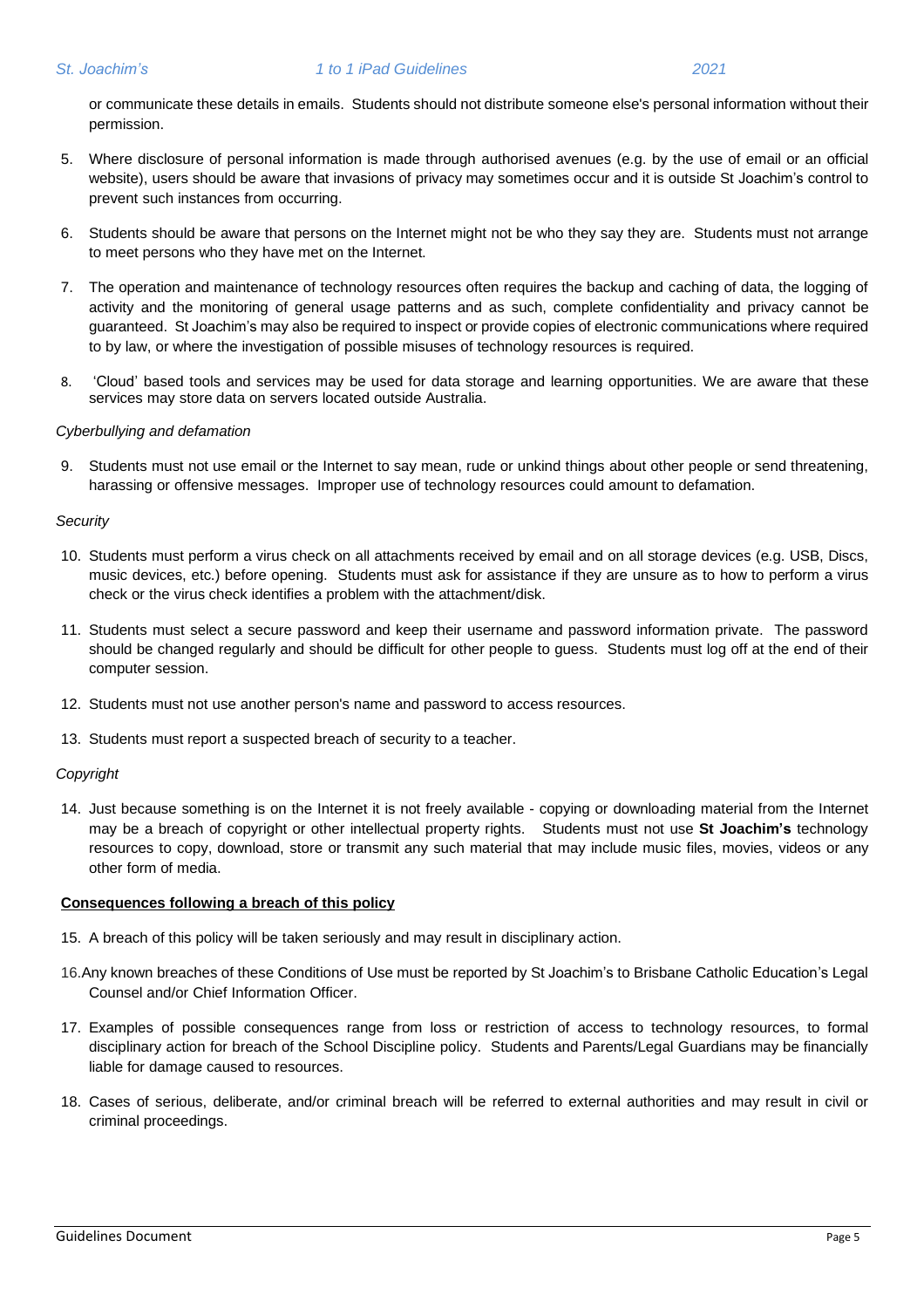or communicate these details in emails. Students should not distribute someone else's personal information without their permission.

5. Where disclosure of personal information is made through authorised avenues (e.g. by the use of email or an official website), users should be aware that invasions of privacy may sometimes occur and it is outside St Joachim's control to prevent such instances from occurring.

6. Students should be aware that persons on the Internet might not be who they say they are. Students must not arrange to meet persons who they have met on the Internet.

7. The operation and maintenance of technology resources often requires the backup and caching of data, the logging of activity and the monitoring of general usage patterns and as such, complete confidentiality and privacy cannot be guaranteed. St Joachim's may also be required to inspect or provide copies of electronic communications where required to by law, or where the investigation of possible misuses of technology resources is required.

8. 'Cloud' based tools and services may be used for data storage and learning opportunities. We are aware that these services may store data on servers located outside Australia.

*Cyberbullying and defamation*

9. Students must not use email or the Internet to say mean, rude or unkind things about other people or send threatening, harassing or offensive messages. Improper use of technology resources could amount to defamation.

*Security*

10. Students must perform a virus check on all attachments received by email and on all storage devices (e.g. USB, Discs, music devices, etc.) before opening. Students must ask for assistance if they are unsure as to how to perform a virus check or the virus check identifies a problem with the attachment/disk.

11. Students must select a secure password and keep their username and password information private. The password should be changed regularly and should be difficult for other people to guess. Students must log off at the end of their computer session.

12. Students must not use another person's name and password to access resources.

13. Students must report a suspected breach of security to a teacher.

*Copyright*

14. Just because something is on the Internet it is not freely available - copying or downloading material from the Internet may be a breach of copyright or other intellectual property rights. Students must not use **St Joachim's** technology resources to copy, download, store or transmit any such material that may include music files, movies, videos or any other form of media.

**Consequences following a breach of this policy**

15. A breach of this policy will be taken seriously and may result in disciplinary action.

16. Any known breaches of these Conditions of Use must be reported by St Joachim's to Brisbane Catholic Education's Legal Counsel and/or Chief Information Officer.

17. Examples of possible consequences range from loss or restriction of access to technology resources, to formal disciplinary action for breach of the School Discipline policy. Students and Parents/Legal Guardians may be financially liable for damage caused to resources.

18. Cases of serious, deliberate, and/or criminal breach will be referred to external authorities and may result in civil or criminal proceedings.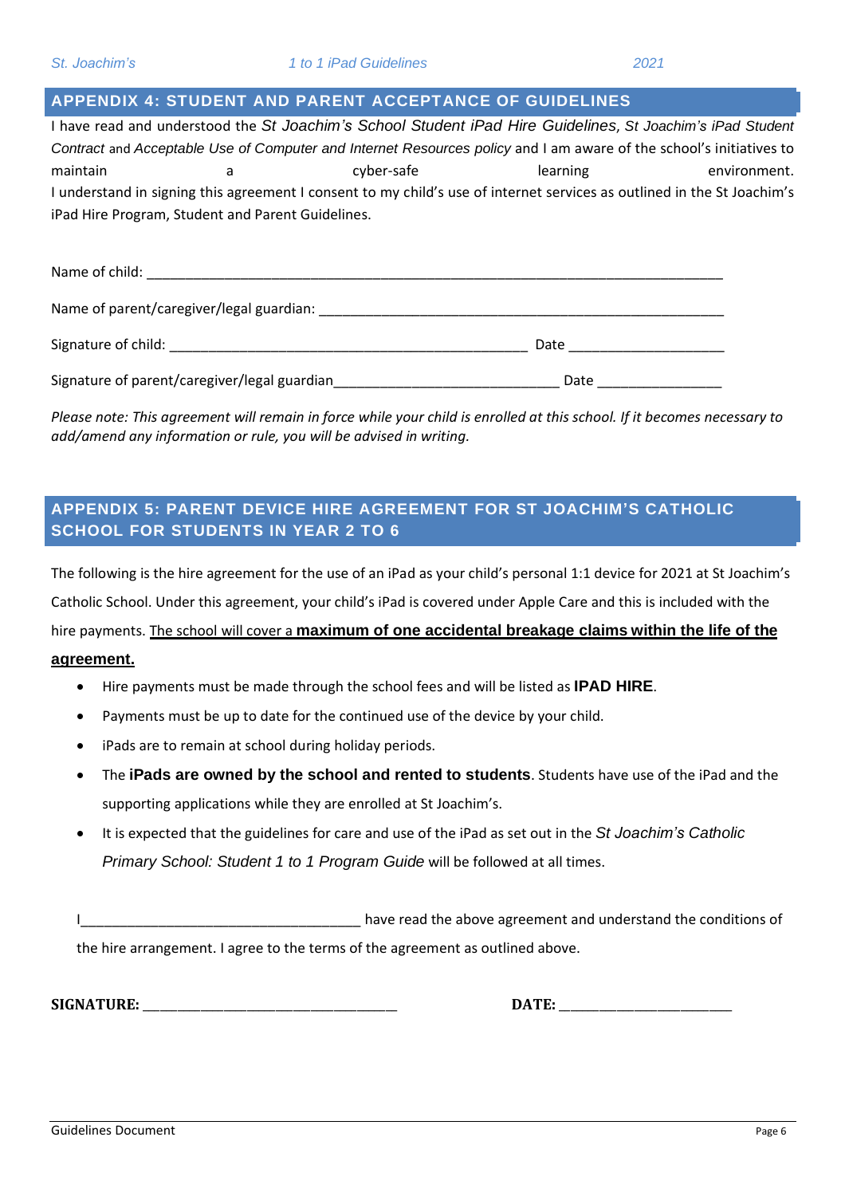## APPENDIX 4: STUDENT AND PARENT ACCEPTANCE OF GUIDELINES

I have read and understood the *St Joachim's School Student iPad Hire Guidelines*, *St Joachim's iPad Student Contract* and *Acceptable Use of Computer and Internet Resources policy* and I am aware of the school's initiatives to maintain a cyber-safe learning environment.
I understand in signing this agreement I consent to my child's use of internet services as outlined in the St Joachim's iPad Hire Program, Student and Parent Guidelines.

Name of child: ___________________________________________________________________________

Name of parent/caregiver/legal guardian: ______________________________________________________

Signature of child: _______________________________________________ Date ___________________

Signature of parent/caregiver/legal guardian_____________________________ Date ________________

*Please note: This agreement will remain in force while your child is enrolled at this school. If it becomes necessary to add/amend any information or rule, you will be advised in writing.*

## APPENDIX 5: PARENT DEVICE HIRE AGREEMENT FOR ST JOACHIM'S CATHOLIC SCHOOL FOR STUDENTS IN YEAR 2 TO 6

The following is the hire agreement for the use of an iPad as your child's personal 1:1 device for 2021 at St Joachim's Catholic School. Under this agreement, your child's iPad is covered under Apple Care and this is included with the hire payments. The school will cover a **maximum of one accidental breakage claims within the life of the agreement.**

- Hire payments must be made through the school fees and will be listed as **IPAD HIRE**.
- Payments must be up to date for the continued use of the device by your child.
- iPads are to remain at school during holiday periods.
- The **iPads are owned by the school and rented to students**. Students have use of the iPad and the supporting applications while they are enrolled at St Joachim's.
- It is expected that the guidelines for care and use of the iPad as set out in the *St Joachim's Catholic Primary School: Student 1 to 1 Program Guide* will be followed at all times.

I___________________________________ have read the above agreement and understand the conditions of the hire arrangement. I agree to the terms of the agreement as outlined above.

**SIGNATURE:** ___________________________________ **DATE:** ________________________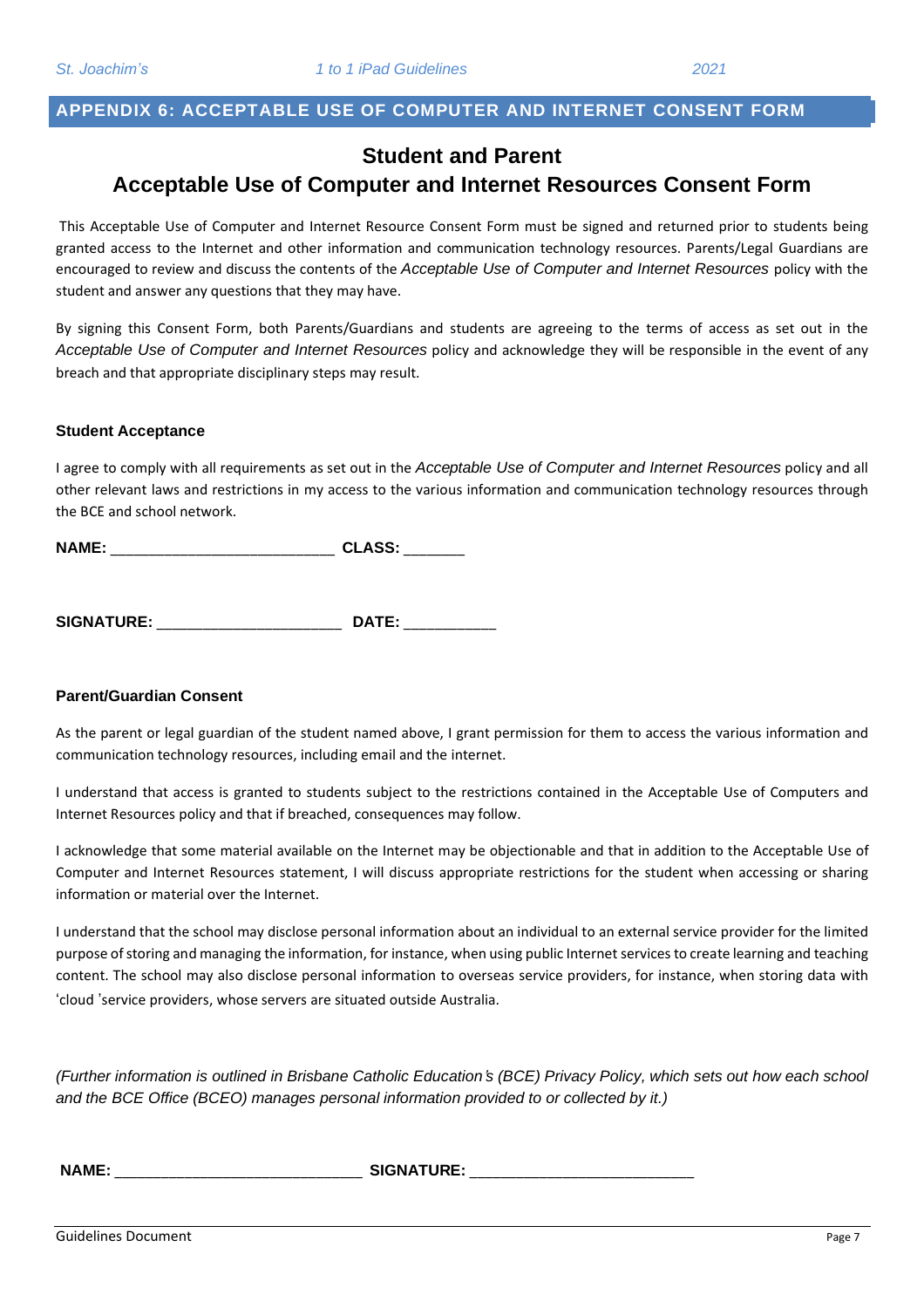## APPENDIX 6: ACCEPTABLE USE OF COMPUTER AND INTERNET CONSENT FORM

# Student and Parent
# Acceptable Use of Computer and Internet Resources Consent Form

This Acceptable Use of Computer and Internet Resource Consent Form must be signed and returned prior to students being granted access to the Internet and other information and communication technology resources. Parents/Legal Guardians are encouraged to review and discuss the contents of the *Acceptable Use of Computer and Internet Resources* policy with the student and answer any questions that they may have.

By signing this Consent Form, both Parents/Guardians and students are agreeing to the terms of access as set out in the *Acceptable Use of Computer and Internet Resources* policy and acknowledge they will be responsible in the event of any breach and that appropriate disciplinary steps may result.

### Student Acceptance

I agree to comply with all requirements as set out in the *Acceptable Use of Computer and Internet Resources* policy and all other relevant laws and restrictions in my access to the various information and communication technology resources through the BCE and school network.

**NAME:** ___________________________ **CLASS:** _______

**SIGNATURE:** ______________________ **DATE:** ___________

### Parent/Guardian Consent

As the parent or legal guardian of the student named above, I grant permission for them to access the various information and communication technology resources, including email and the internet.

I understand that access is granted to students subject to the restrictions contained in the Acceptable Use of Computers and Internet Resources policy and that if breached, consequences may follow.

I acknowledge that some material available on the Internet may be objectionable and that in addition to the Acceptable Use of Computer and Internet Resources statement, I will discuss appropriate restrictions for the student when accessing or sharing information or material over the Internet.

I understand that the school may disclose personal information about an individual to an external service provider for the limited purpose of storing and managing the information, for instance, when using public Internet services to create learning and teaching content. The school may also disclose personal information to overseas service providers, for instance, when storing data with 'cloud 'service providers, whose servers are situated outside Australia.

*(Further information is outlined in Brisbane Catholic Education's (BCE) Privacy Policy, which sets out how each school and the BCE Office (BCEO) manages personal information provided to or collected by it.)*

**NAME:** _____________________________ **SIGNATURE:** __________________________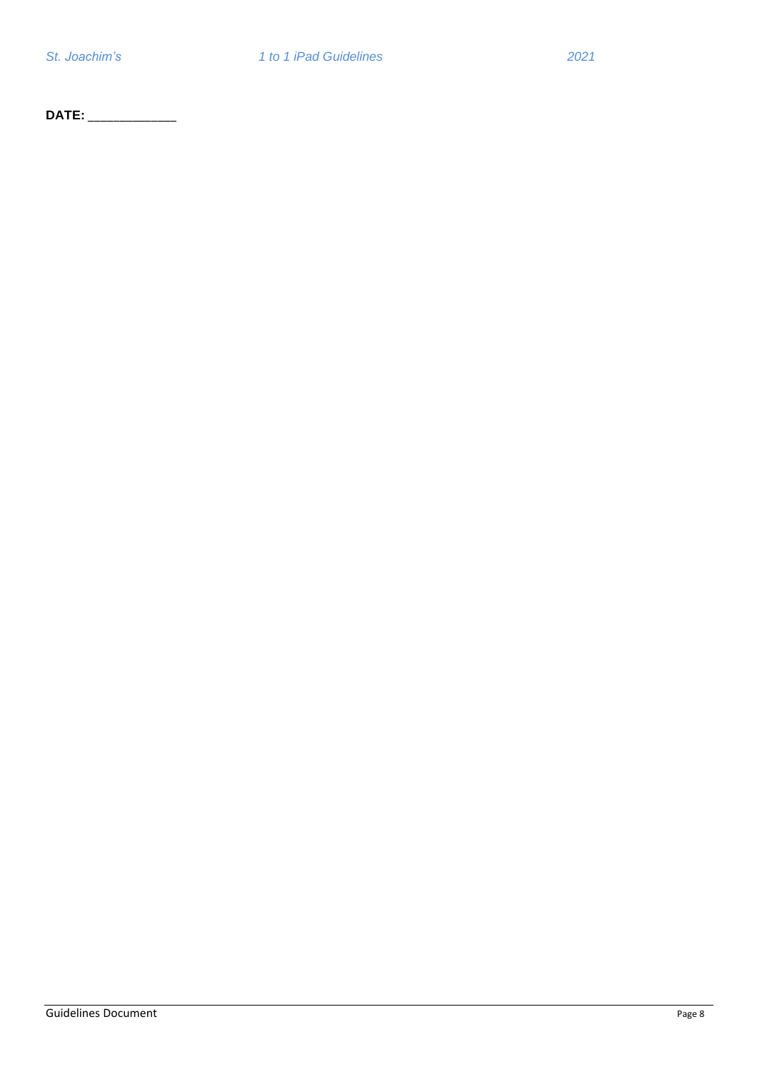**DATE:** ____________